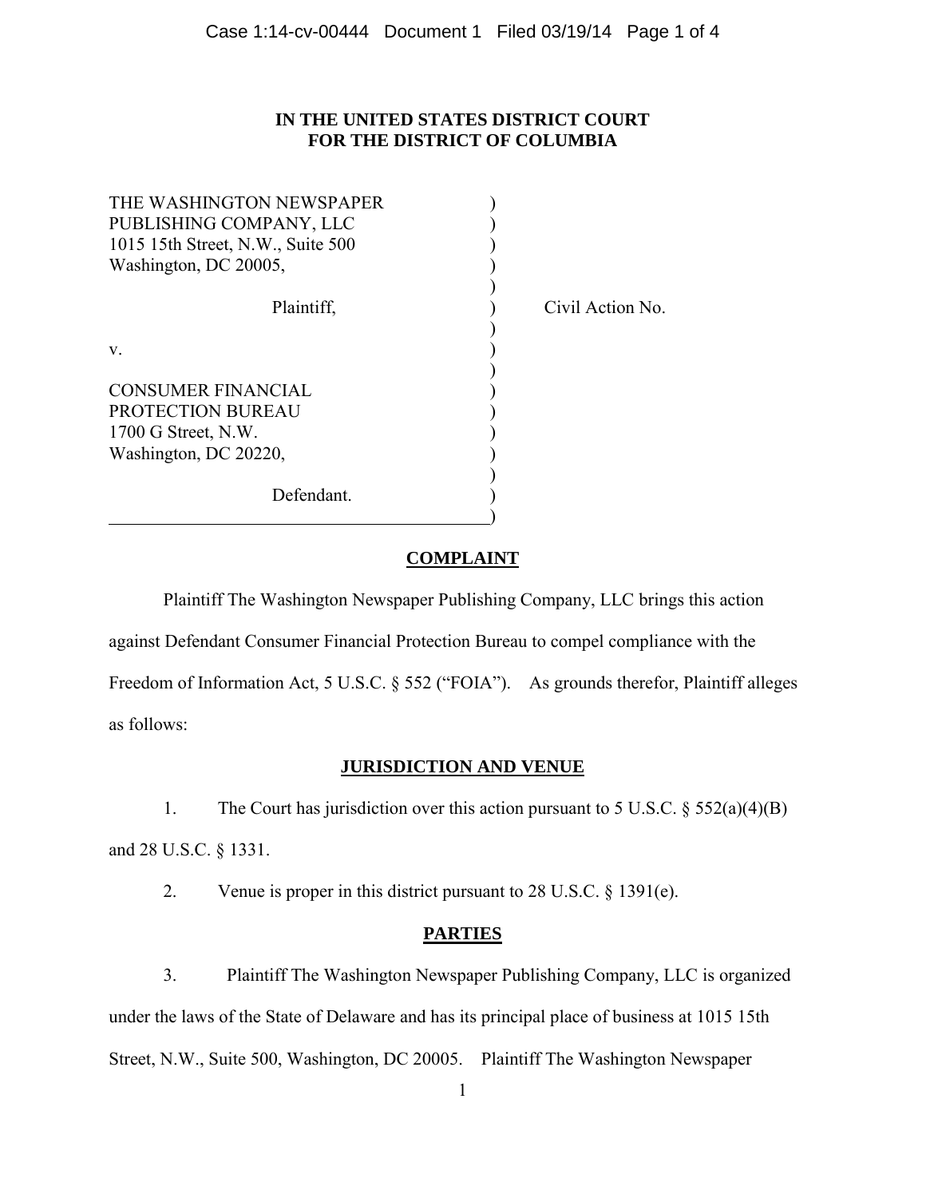**IN THE UNITED STATES DISTRICT COURT**
**FOR THE DISTRICT OF COLUMBIA**

| | | |
|---|---|---|
| THE WASHINGTON NEWSPAPER PUBLISHING COMPANY, LLC<br>1015 15th Street, N.W., Suite 500<br>Washington, DC 20005,<br><br>Plaintiff,<br><br>v.<br><br>CONSUMER FINANCIAL PROTECTION BUREAU<br>1700 G Street, N.W.<br>Washington, DC 20220,<br><br>Defendant. | ) | Civil Action No. |

## COMPLAINT

Plaintiff The Washington Newspaper Publishing Company, LLC brings this action against Defendant Consumer Financial Protection Bureau to compel compliance with the Freedom of Information Act, 5 U.S.C. § 552 ("FOIA"). As grounds therefor, Plaintiff alleges as follows:

## JURISDICTION AND VENUE

1. The Court has jurisdiction over this action pursuant to 5 U.S.C. § 552(a)(4)(B) and 28 U.S.C. § 1331.

2. Venue is proper in this district pursuant to 28 U.S.C. § 1391(e).

## PARTIES

3. Plaintiff The Washington Newspaper Publishing Company, LLC is organized under the laws of the State of Delaware and has its principal place of business at 1015 15th Street, N.W., Suite 500, Washington, DC 20005. Plaintiff The Washington Newspaper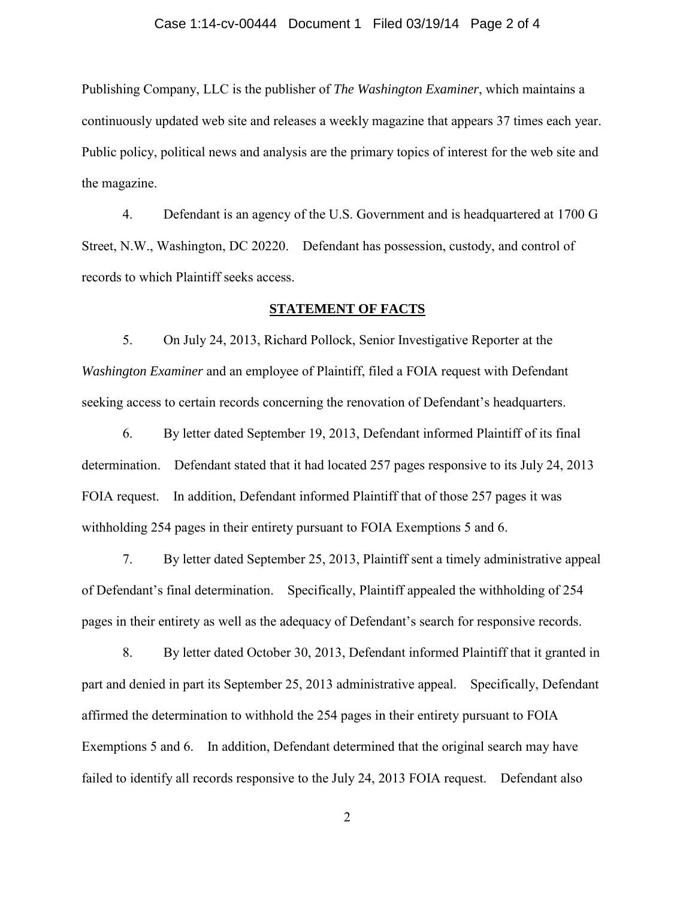Publishing Company, LLC is the publisher of *The Washington Examiner*, which maintains a continuously updated web site and releases a weekly magazine that appears 37 times each year. Public policy, political news and analysis are the primary topics of interest for the web site and the magazine.

4. Defendant is an agency of the U.S. Government and is headquartered at 1700 G Street, N.W., Washington, DC 20220. Defendant has possession, custody, and control of records to which Plaintiff seeks access.

## STATEMENT OF FACTS

5. On July 24, 2013, Richard Pollock, Senior Investigative Reporter at the *Washington Examiner* and an employee of Plaintiff, filed a FOIA request with Defendant seeking access to certain records concerning the renovation of Defendant's headquarters.

6. By letter dated September 19, 2013, Defendant informed Plaintiff of its final determination. Defendant stated that it had located 257 pages responsive to its July 24, 2013 FOIA request. In addition, Defendant informed Plaintiff that of those 257 pages it was withholding 254 pages in their entirety pursuant to FOIA Exemptions 5 and 6.

7. By letter dated September 25, 2013, Plaintiff sent a timely administrative appeal of Defendant's final determination. Specifically, Plaintiff appealed the withholding of 254 pages in their entirety as well as the adequacy of Defendant's search for responsive records.

8. By letter dated October 30, 2013, Defendant informed Plaintiff that it granted in part and denied in part its September 25, 2013 administrative appeal. Specifically, Defendant affirmed the determination to withhold the 254 pages in their entirety pursuant to FOIA Exemptions 5 and 6. In addition, Defendant determined that the original search may have failed to identify all records responsive to the July 24, 2013 FOIA request. Defendant also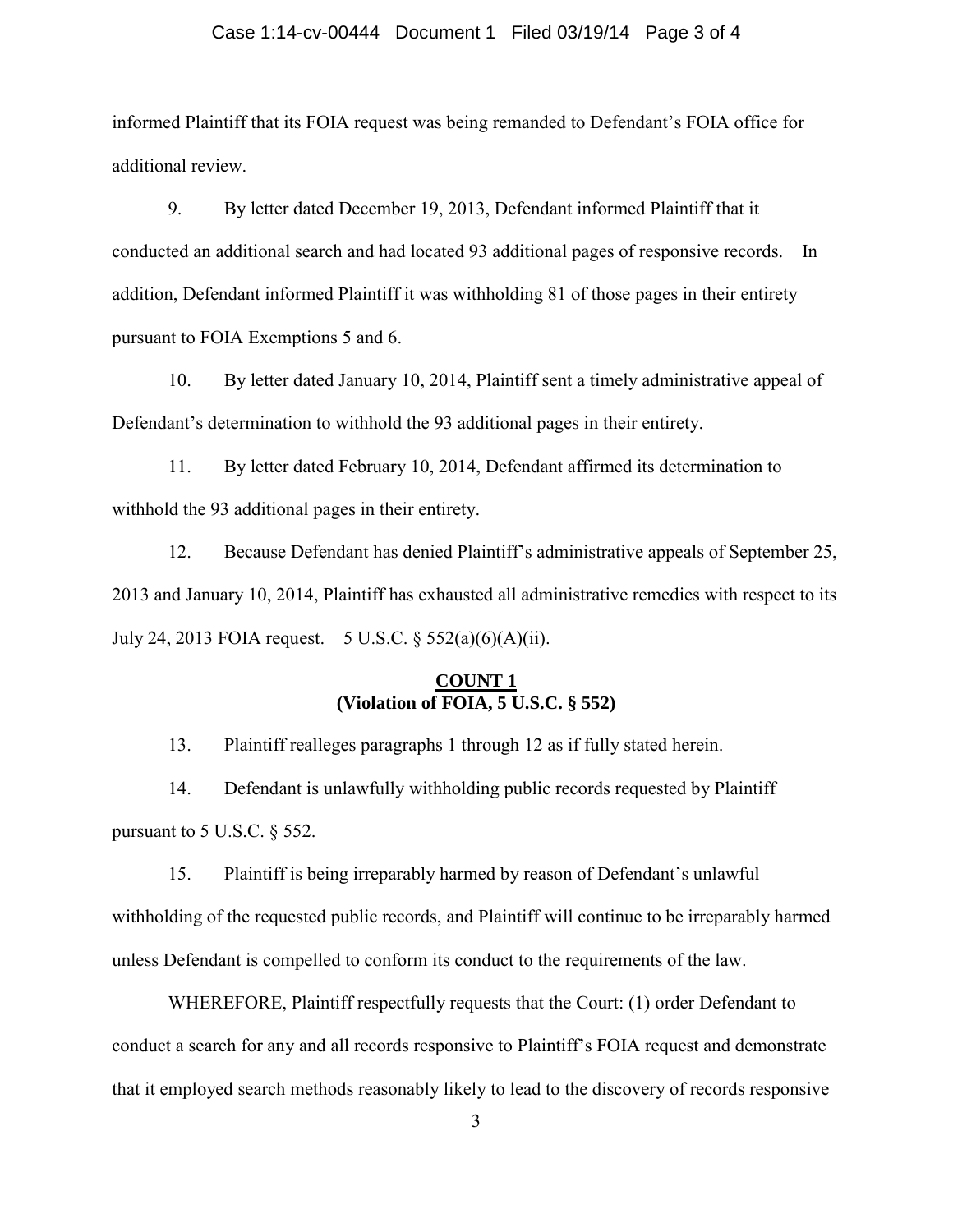informed Plaintiff that its FOIA request was being remanded to Defendant's FOIA office for additional review.

9. By letter dated December 19, 2013, Defendant informed Plaintiff that it conducted an additional search and had located 93 additional pages of responsive records. In addition, Defendant informed Plaintiff it was withholding 81 of those pages in their entirety pursuant to FOIA Exemptions 5 and 6.

10. By letter dated January 10, 2014, Plaintiff sent a timely administrative appeal of Defendant's determination to withhold the 93 additional pages in their entirety.

11. By letter dated February 10, 2014, Defendant affirmed its determination to withhold the 93 additional pages in their entirety.

12. Because Defendant has denied Plaintiff's administrative appeals of September 25, 2013 and January 10, 2014, Plaintiff has exhausted all administrative remedies with respect to its July 24, 2013 FOIA request. 5 U.S.C. § 552(a)(6)(A)(ii).

**<u>COUNT 1</u>**
**(Violation of FOIA, 5 U.S.C. § 552)**

13. Plaintiff realleges paragraphs 1 through 12 as if fully stated herein.

14. Defendant is unlawfully withholding public records requested by Plaintiff pursuant to 5 U.S.C. § 552.

15. Plaintiff is being irreparably harmed by reason of Defendant's unlawful withholding of the requested public records, and Plaintiff will continue to be irreparably harmed unless Defendant is compelled to conform its conduct to the requirements of the law.

WHEREFORE, Plaintiff respectfully requests that the Court: (1) order Defendant to conduct a search for any and all records responsive to Plaintiff's FOIA request and demonstrate that it employed search methods reasonably likely to lead to the discovery of records responsive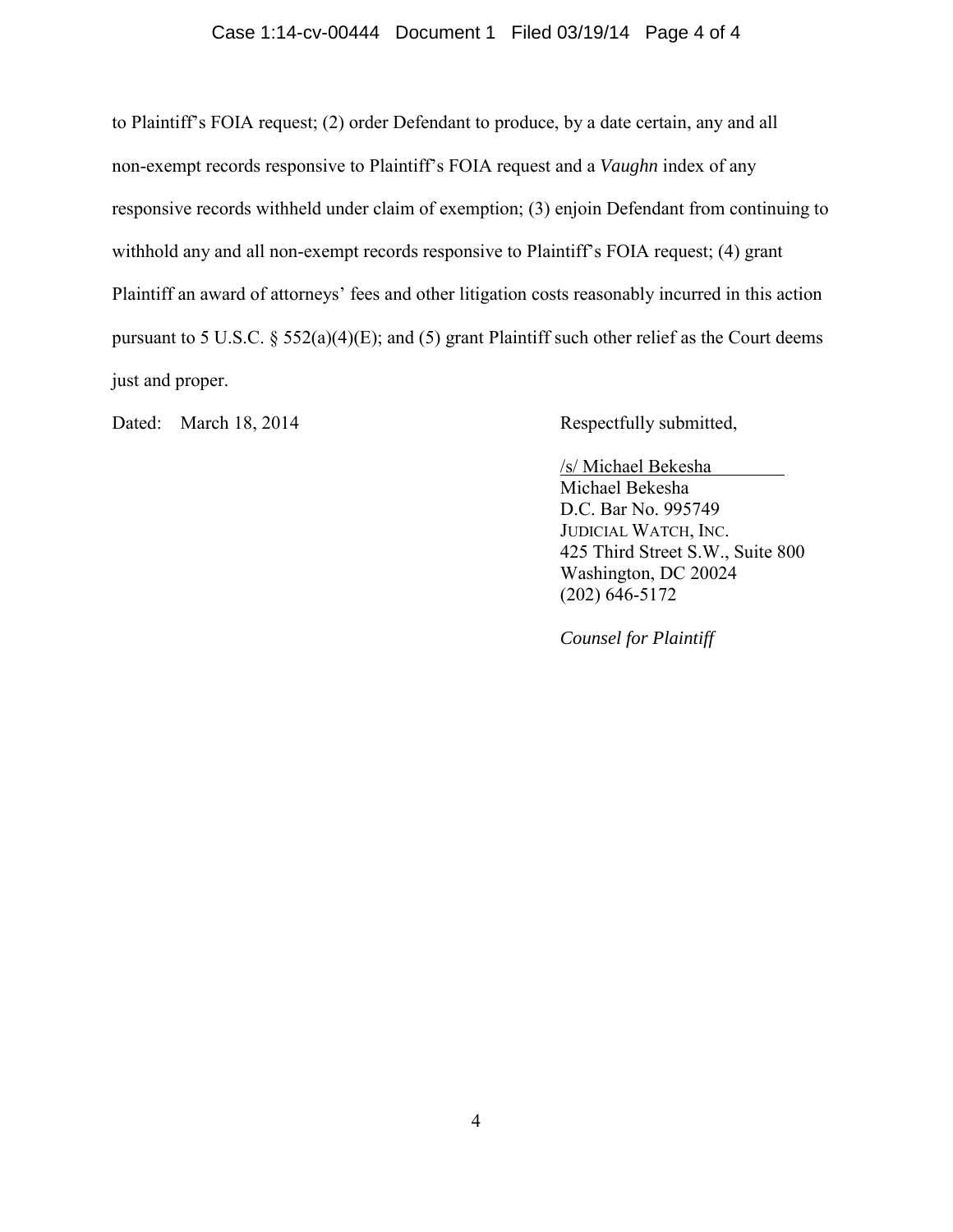to Plaintiff's FOIA request; (2) order Defendant to produce, by a date certain, any and all non-exempt records responsive to Plaintiff's FOIA request and a *Vaughn* index of any responsive records withheld under claim of exemption; (3) enjoin Defendant from continuing to withhold any and all non-exempt records responsive to Plaintiff's FOIA request; (4) grant Plaintiff an award of attorneys' fees and other litigation costs reasonably incurred in this action pursuant to 5 U.S.C. § 552(a)(4)(E); and (5) grant Plaintiff such other relief as the Court deems just and proper.

Dated: March 18, 2014

Respectfully submitted,

/s/ Michael Bekesha
Michael Bekesha
D.C. Bar No. 995749
JUDICIAL WATCH, INC.
425 Third Street S.W., Suite 800
Washington, DC 20024
(202) 646-5172

*Counsel for Plaintiff*